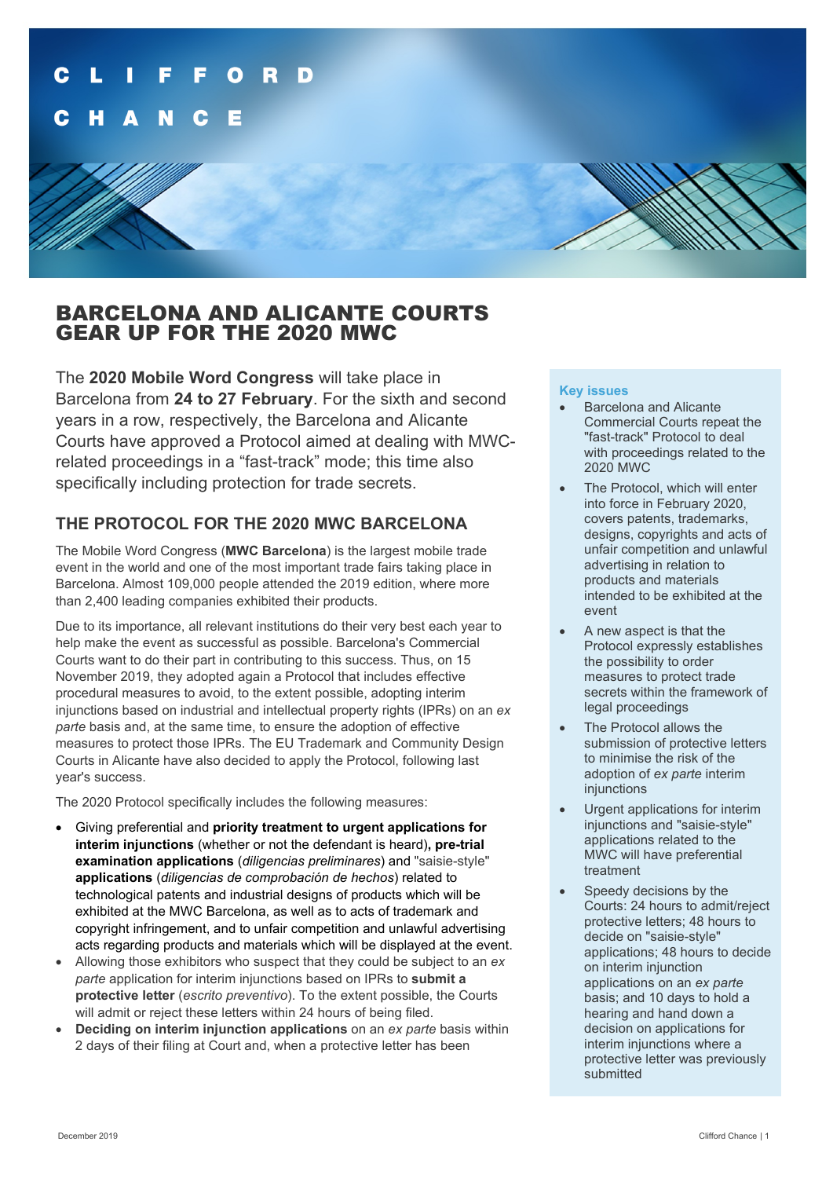# BARCELONA AND ALICANTE COURTS GEAR UP FOR THE 2020 MWC

The **2020 Mobile Word Congress** will take place in Barcelona from **24 to 27 February**. For the sixth and second years in a row, respectively, the Barcelona and Alicante Courts have approved a Protocol aimed at dealing with MWC-related proceedings in a "fast-track" mode; this time also specifically including protection for trade secrets.

## THE PROTOCOL FOR THE 2020 MWC BARCELONA

The Mobile Word Congress (**MWC Barcelona**) is the largest mobile trade event in the world and one of the most important trade fairs taking place in Barcelona. Almost 109,000 people attended the 2019 edition, where more than 2,400 leading companies exhibited their products.

Due to its importance, all relevant institutions do their very best each year to help make the event as successful as possible. Barcelona's Commercial Courts want to do their part in contributing to this success. Thus, on 15 November 2019, they adopted again a Protocol that includes effective procedural measures to avoid, to the extent possible, adopting interim injunctions based on industrial and intellectual property rights (IPRs) on an *ex parte* basis and, at the same time, to ensure the adoption of effective measures to protect those IPRs. The EU Trademark and Community Design Courts in Alicante have also decided to apply the Protocol, following last year's success.

The 2020 Protocol specifically includes the following measures:

- Giving preferential and **priority treatment to urgent applications for interim injunctions** (whether or not the defendant is heard)**, pre-trial examination applications** (*diligencias preliminares*) and "saisie-style" **applications** (*diligencias de comprobación de hechos*) related to technological patents and industrial designs of products which will be exhibited at the MWC Barcelona, as well as to acts of trademark and copyright infringement, and to unfair competition and unlawful advertising acts regarding products and materials which will be displayed at the event.
- Allowing those exhibitors who suspect that they could be subject to an *ex parte* application for interim injunctions based on IPRs to **submit a protective letter** (*escrito preventivo*). To the extent possible, the Courts will admit or reject these letters within 24 hours of being filed.
- **Deciding on interim injunction applications** on an *ex parte* basis within 2 days of their filing at Court and, when a protective letter has been

**Key issues**

- Barcelona and Alicante Commercial Courts repeat the "fast-track" Protocol to deal with proceedings related to the 2020 MWC
- The Protocol, which will enter into force in February 2020, covers patents, trademarks, designs, copyrights and acts of unfair competition and unlawful advertising in relation to products and materials intended to be exhibited at the event
- A new aspect is that the Protocol expressly establishes the possibility to order measures to protect trade secrets within the framework of legal proceedings
- The Protocol allows the submission of protective letters to minimise the risk of the adoption of *ex parte* interim injunctions
- Urgent applications for interim injunctions and "saisie-style" applications related to the MWC will have preferential treatment
- Speedy decisions by the Courts: 24 hours to admit/reject protective letters; 48 hours to decide on "saisie-style" applications; 48 hours to decide on interim injunction applications on an *ex parte* basis; and 10 days to hold a hearing and hand down a decision on applications for interim injunctions where a protective letter was previously submitted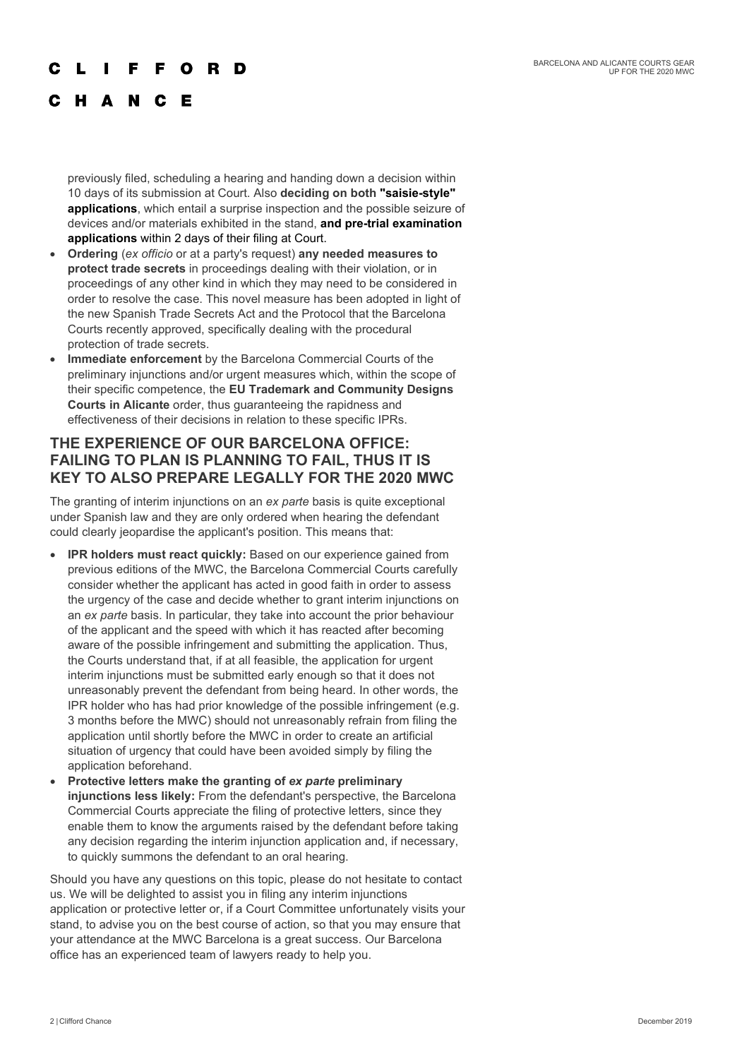previously filed, scheduling a hearing and handing down a decision within 10 days of its submission at Court. Also **deciding on both "saisie-style" applications**, which entail a surprise inspection and the possible seizure of devices and/or materials exhibited in the stand, **and pre-trial examination applications** within 2 days of their filing at Court.

- **Ordering** (*ex officio* or at a party's request) **any needed measures to protect trade secrets** in proceedings dealing with their violation, or in proceedings of any other kind in which they may need to be considered in order to resolve the case. This novel measure has been adopted in light of the new Spanish Trade Secrets Act and the Protocol that the Barcelona Courts recently approved, specifically dealing with the procedural protection of trade secrets.
- **Immediate enforcement** by the Barcelona Commercial Courts of the preliminary injunctions and/or urgent measures which, within the scope of their specific competence, the **EU Trademark and Community Designs Courts in Alicante** order, thus guaranteeing the rapidness and effectiveness of their decisions in relation to these specific IPRs.

## THE EXPERIENCE OF OUR BARCELONA OFFICE: FAILING TO PLAN IS PLANNING TO FAIL, THUS IT IS KEY TO ALSO PREPARE LEGALLY FOR THE 2020 MWC

The granting of interim injunctions on an *ex parte* basis is quite exceptional under Spanish law and they are only ordered when hearing the defendant could clearly jeopardise the applicant's position. This means that:

- **IPR holders must react quickly:** Based on our experience gained from previous editions of the MWC, the Barcelona Commercial Courts carefully consider whether the applicant has acted in good faith in order to assess the urgency of the case and decide whether to grant interim injunctions on an *ex parte* basis. In particular, they take into account the prior behaviour of the applicant and the speed with which it has reacted after becoming aware of the possible infringement and submitting the application. Thus, the Courts understand that, if at all feasible, the application for urgent interim injunctions must be submitted early enough so that it does not unreasonably prevent the defendant from being heard. In other words, the IPR holder who has had prior knowledge of the possible infringement (e.g. 3 months before the MWC) should not unreasonably refrain from filing the application until shortly before the MWC in order to create an artificial situation of urgency that could have been avoided simply by filing the application beforehand.
- **Protective letters make the granting of *ex parte* preliminary injunctions less likely:** From the defendant's perspective, the Barcelona Commercial Courts appreciate the filing of protective letters, since they enable them to know the arguments raised by the defendant before taking any decision regarding the interim injunction application and, if necessary, to quickly summons the defendant to an oral hearing.

Should you have any questions on this topic, please do not hesitate to contact us. We will be delighted to assist you in filing any interim injunctions application or protective letter or, if a Court Committee unfortunately visits your stand, to advise you on the best course of action, so that you may ensure that your attendance at the MWC Barcelona is a great success. Our Barcelona office has an experienced team of lawyers ready to help you.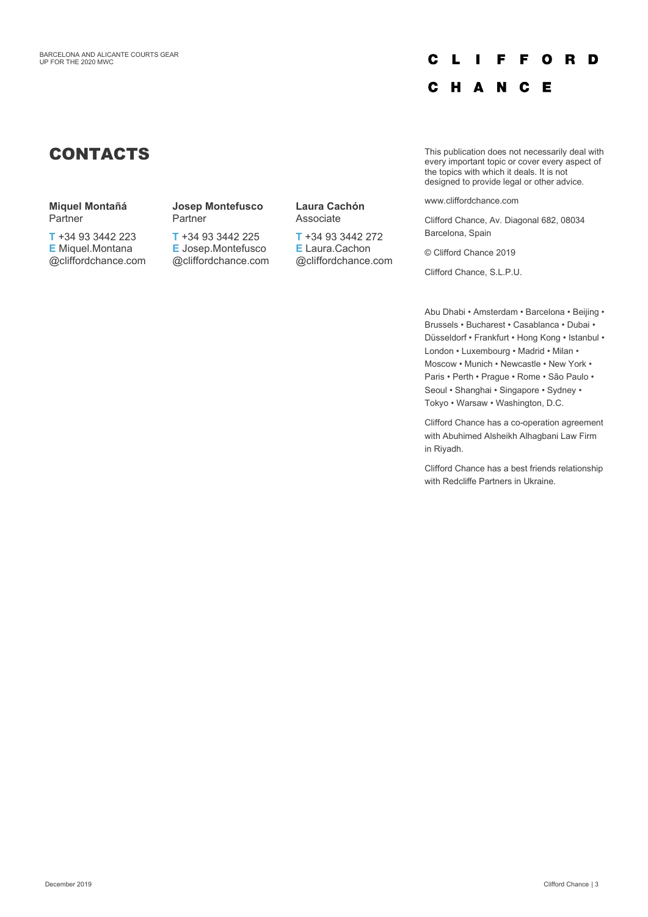## CONTACTS

**Miquel Montañá**
Partner

**T** +34 93 3442 223
**E** Miquel.Montana@cliffordchance.com

**Josep Montefusco**
Partner

**T** +34 93 3442 225
**E** Josep.Montefusco@cliffordchance.com

**Laura Cachón**
Associate

**T** +34 93 3442 272
**E** Laura.Cachon@cliffordchance.com

This publication does not necessarily deal with every important topic or cover every aspect of the topics with which it deals. It is not designed to provide legal or other advice.

www.cliffordchance.com

Clifford Chance, Av. Diagonal 682, 08034 Barcelona, Spain

© Clifford Chance 2019

Clifford Chance, S.L.P.U.

Abu Dhabi • Amsterdam • Barcelona • Beijing • Brussels • Bucharest • Casablanca • Dubai • Düsseldorf • Frankfurt • Hong Kong • Istanbul • London • Luxembourg • Madrid • Milan • Moscow • Munich • Newcastle • New York • Paris • Perth • Prague • Rome • São Paulo • Seoul • Shanghai • Singapore • Sydney • Tokyo • Warsaw • Washington, D.C.

Clifford Chance has a co-operation agreement with Abuhimed Alsheikh Alhagbani Law Firm in Riyadh.

Clifford Chance has a best friends relationship with Redcliffe Partners in Ukraine.